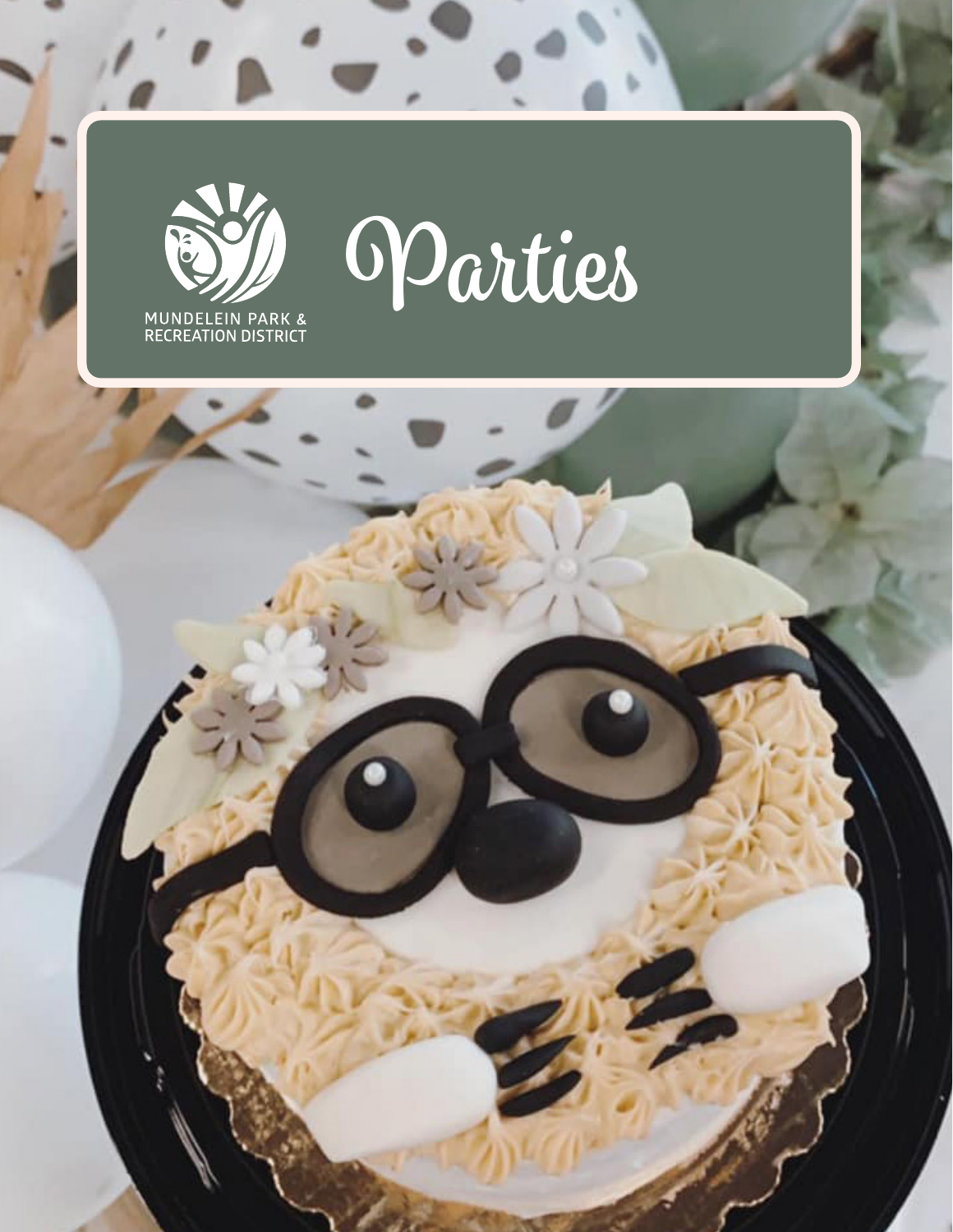MUNDELEIN PARK & RECREATION DISTRICT

# Parties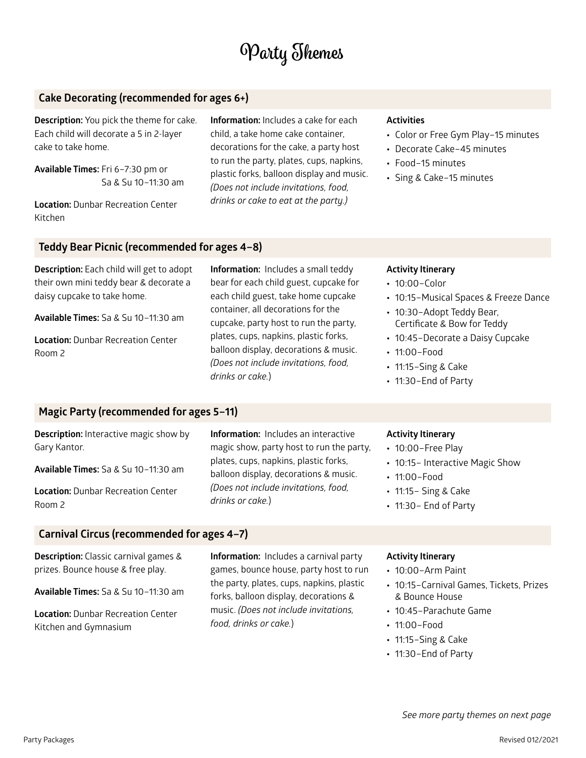# Party Themes

## Cake Decorating (recommended for ages 6+)

**Description:** You pick the theme for cake. Each child will decorate a 5 in 2-layer cake to take home.

**Available Times:** Fri 6–7:30 pm or Sa & Su 10–11:30 am

**Location:** Dunbar Recreation Center Kitchen

**Information:** Includes a cake for each child, a take home cake container, decorations for the cake, a party host to run the party, plates, cups, napkins, plastic forks, balloon display and music. *(Does not include invitations, food, drinks or cake to eat at the party.)*

**Activities**

- Color or Free Gym Play–15 minutes
- Decorate Cake–45 minutes
- Food–15 minutes
- Sing & Cake–15 minutes

## Teddy Bear Picnic (recommended for ages 4–8)

**Description:** Each child will get to adopt their own mini teddy bear & decorate a daisy cupcake to take home.

**Available Times:** Sa & Su 10–11:30 am

**Location:** Dunbar Recreation Center Room 2

**Information:** Includes a small teddy bear for each child guest, cupcake for each child guest, take home cupcake container, all decorations for the cupcake, party host to run the party, plates, cups, napkins, plastic forks, balloon display, decorations & music. *(Does not include invitations, food, drinks or cake.)*

**Activity Itinerary**

- 10:00–Color
- 10:15–Musical Spaces & Freeze Dance
- 10:30–Adopt Teddy Bear, Certificate & Bow for Teddy
- 10:45–Decorate a Daisy Cupcake
- 11:00–Food
- 11:15–Sing & Cake
- 11:30–End of Party

## Magic Party (recommended for ages 5–11)

**Description:** Interactive magic show by Gary Kantor.

**Available Times:** Sa & Su 10–11:30 am

**Location:** Dunbar Recreation Center Room 2

**Information:** Includes an interactive magic show, party host to run the party, plates, cups, napkins, plastic forks, balloon display, decorations & music. *(Does not include invitations, food, drinks or cake.)*

**Activity Itinerary**

- 10:00–Free Play
- 10:15– Interactive Magic Show
- 11:00–Food
- 11:15– Sing & Cake
- 11:30– End of Party

## Carnival Circus (recommended for ages 4–7)

**Description:** Classic carnival games & prizes. Bounce house & free play.

**Available Times:** Sa & Su 10–11:30 am

**Location:** Dunbar Recreation Center Kitchen and Gymnasium

**Information:** Includes a carnival party games, bounce house, party host to run the party, plates, cups, napkins, plastic forks, balloon display, decorations & music. *(Does not include invitations, food, drinks or cake.)*

**Activity Itinerary**

- 10:00–Arm Paint
- 10:15–Carnival Games, Tickets, Prizes & Bounce House
- 10:45–Parachute Game
- 11:00–Food
- 11:15–Sing & Cake
- 11:30–End of Party

*See more party themes on next page*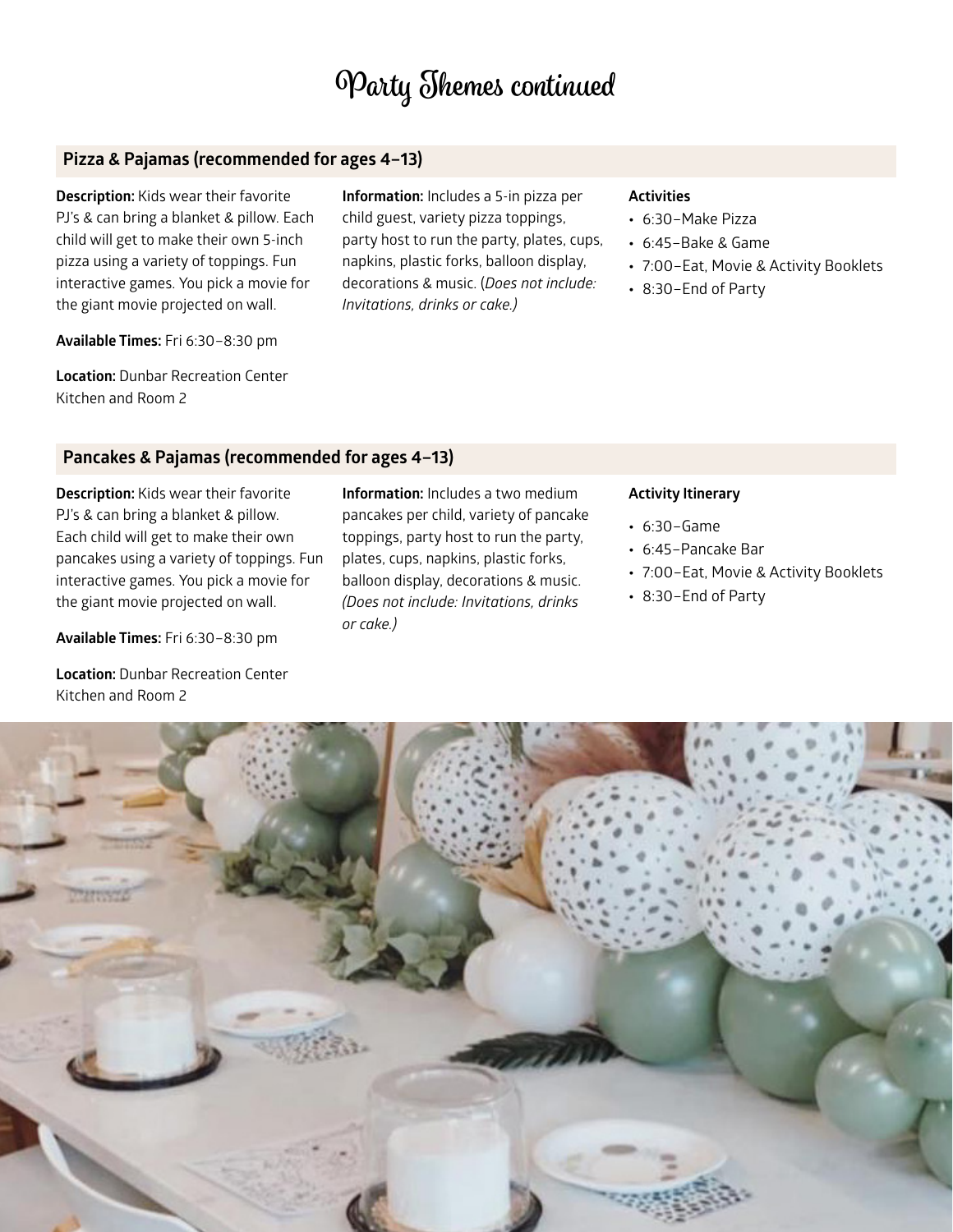# Party Themes continued

## Pizza & Pajamas (recommended for ages 4–13)

**Description:** Kids wear their favorite PJ's & can bring a blanket & pillow. Each child will get to make their own 5-inch pizza using a variety of toppings. Fun interactive games. You pick a movie for the giant movie projected on wall.

**Available Times:** Fri 6:30–8:30 pm

**Location:** Dunbar Recreation Center Kitchen and Room 2

**Information:** Includes a 5-in pizza per child guest, variety pizza toppings, party host to run the party, plates, cups, napkins, plastic forks, balloon display, decorations & music. (*Does not include: Invitations, drinks or cake.)*

**Activities**

- 6:30–Make Pizza
- 6:45–Bake & Game
- 7:00–Eat, Movie & Activity Booklets
- 8:30–End of Party

## Pancakes & Pajamas (recommended for ages 4–13)

**Description:** Kids wear their favorite PJ's & can bring a blanket & pillow. Each child will get to make their own pancakes using a variety of toppings. Fun interactive games. You pick a movie for the giant movie projected on wall.

**Available Times:** Fri 6:30–8:30 pm

**Location:** Dunbar Recreation Center Kitchen and Room 2

**Information:** Includes a two medium pancakes per child, variety of pancake toppings, party host to run the party, plates, cups, napkins, plastic forks, balloon display, decorations & music. *(Does not include: Invitations, drinks or cake.)*

**Activity Itinerary**

- 6:30–Game
- 6:45–Pancake Bar
- 7:00–Eat, Movie & Activity Booklets
- 8:30–End of Party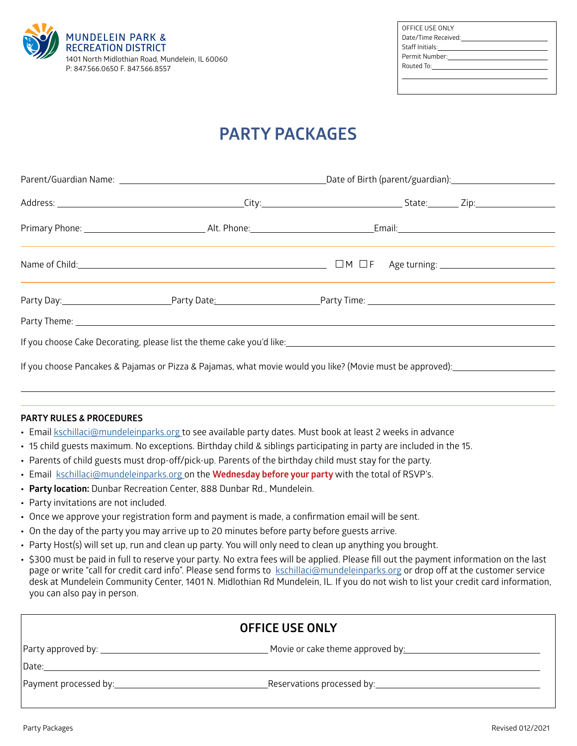MUNDELEIN PARK & RECREATION DISTRICT
1401 North Midlothian Road, Mundelein, IL 60060
P: 847.566.0650 F. 847.566.8557

OFFICE USE ONLY
Date/Time Received: ____________________
Staff Initials: ____________________
Permit Number: ____________________
Routed To: ____________________

# PARTY PACKAGES

Parent/Guardian Name: ____________________ Date of Birth (parent/guardian): ____________________

Address: ____________________ City: ____________________ State: ______ Zip: ____________

Primary Phone: ____________________ Alt. Phone: ____________________ Email: ____________________

Name of Child: ____________________ ☐ M ☐ F Age turning: ____________________

Party Day: ____________________ Party Date: ____________________ Party Time: ____________________

Party Theme: ____________________

If you choose Cake Decorating, please list the theme cake you'd like: ____________________

If you choose Pancakes & Pajamas or Pizza & Pajamas, what movie would you like? (Movie must be approved): ____________________

**PARTY RULES & PROCEDURES**

- Email kschillaci@mundeleinparks.org to see available party dates. Must book at least 2 weeks in advance
- 15 child guests maximum. No exceptions. Birthday child & siblings participating in party are included in the 15.
- Parents of child guests must drop-off/pick-up. Parents of the birthday child must stay for the party.
- Email kschillaci@mundeleinparks.org on the **Wednesday before your party** with the total of RSVP's.
- **Party location:** Dunbar Recreation Center, 888 Dunbar Rd., Mundelein.
- Party invitations are not included.
- Once we approve your registration form and payment is made, a confirmation email will be sent.
- On the day of the party you may arrive up to 20 minutes before party before guests arrive.
- Party Host(s) will set up, run and clean up party. You will only need to clean up anything you brought.
- $300 must be paid in full to reserve your party. No extra fees will be applied. Please fill out the payment information on the last page or write "call for credit card info". Please send forms to kschillaci@mundeleinparks.org or drop off at the customer service desk at Mundelein Community Center, 1401 N. Midlothian Rd Mundelein, IL. If you do not wish to list your credit card information, you can also pay in person.

## OFFICE USE ONLY

Party approved by: ____________________ Movie or cake theme approved by: ____________________

Date: ____________________

Payment processed by: ____________________ Reservations processed by: ____________________

Party Packages Revised 012/2021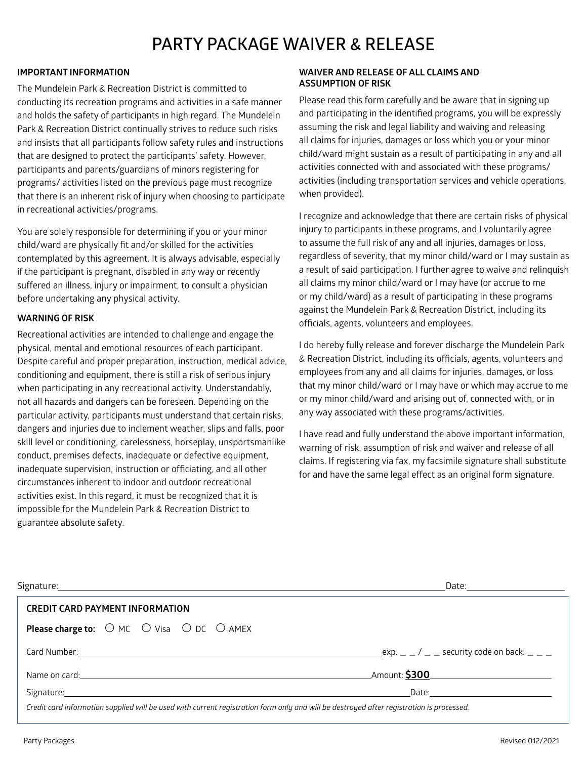# PARTY PACKAGE WAIVER & RELEASE

**IMPORTANT INFORMATION**

The Mundelein Park & Recreation District is committed to conducting its recreation programs and activities in a safe manner and holds the safety of participants in high regard. The Mundelein Park & Recreation District continually strives to reduce such risks and insists that all participants follow safety rules and instructions that are designed to protect the participants' safety. However, participants and parents/guardians of minors registering for programs/ activities listed on the previous page must recognize that there is an inherent risk of injury when choosing to participate in recreational activities/programs.

You are solely responsible for determining if you or your minor child/ward are physically fit and/or skilled for the activities contemplated by this agreement. It is always advisable, especially if the participant is pregnant, disabled in any way or recently suffered an illness, injury or impairment, to consult a physician before undertaking any physical activity.

**WARNING OF RISK**

Recreational activities are intended to challenge and engage the physical, mental and emotional resources of each participant. Despite careful and proper preparation, instruction, medical advice, conditioning and equipment, there is still a risk of serious injury when participating in any recreational activity. Understandably, not all hazards and dangers can be foreseen. Depending on the particular activity, participants must understand that certain risks, dangers and injuries due to inclement weather, slips and falls, poor skill level or conditioning, carelessness, horseplay, unsportsmanlike conduct, premises defects, inadequate or defective equipment, inadequate supervision, instruction or officiating, and all other circumstances inherent to indoor and outdoor recreational activities exist. In this regard, it must be recognized that it is impossible for the Mundelein Park & Recreation District to guarantee absolute safety.

**WAIVER AND RELEASE OF ALL CLAIMS AND ASSUMPTION OF RISK**

Please read this form carefully and be aware that in signing up and participating in the identified programs, you will be expressly assuming the risk and legal liability and waiving and releasing all claims for injuries, damages or loss which you or your minor child/ward might sustain as a result of participating in any and all activities connected with and associated with these programs/ activities (including transportation services and vehicle operations, when provided).

I recognize and acknowledge that there are certain risks of physical injury to participants in these programs, and I voluntarily agree to assume the full risk of any and all injuries, damages or loss, regardless of severity, that my minor child/ward or I may sustain as a result of said participation. I further agree to waive and relinquish all claims my minor child/ward or I may have (or accrue to me or my child/ward) as a result of participating in these programs against the Mundelein Park & Recreation District, including its officials, agents, volunteers and employees.

I do hereby fully release and forever discharge the Mundelein Park & Recreation District, including its officials, agents, volunteers and employees from any and all claims for injuries, damages, or loss that my minor child/ward or I may have or which may accrue to me or my minor child/ward and arising out of, connected with, or in any way associated with these programs/activities.

I have read and fully understand the above important information, warning of risk, assumption of risk and waiver and release of all claims. If registering via fax, my facsimile signature shall substitute for and have the same legal effect as an original form signature.

Signature:______________________________ Date:______________

**CREDIT CARD PAYMENT INFORMATION**

**Please charge to:** ○ MC ○ Visa ○ DC ○ AMEX

Card Number:______________________________ exp. _ _ / _ _ security code on back: _ _ _

Name on card:______________________________ Amount: **$300**

Signature:______________________________ Date:______________

*Credit card information supplied will be used with current registration form only and will be destroyed after registration is processed.*

Party Packages Revised 012/2021